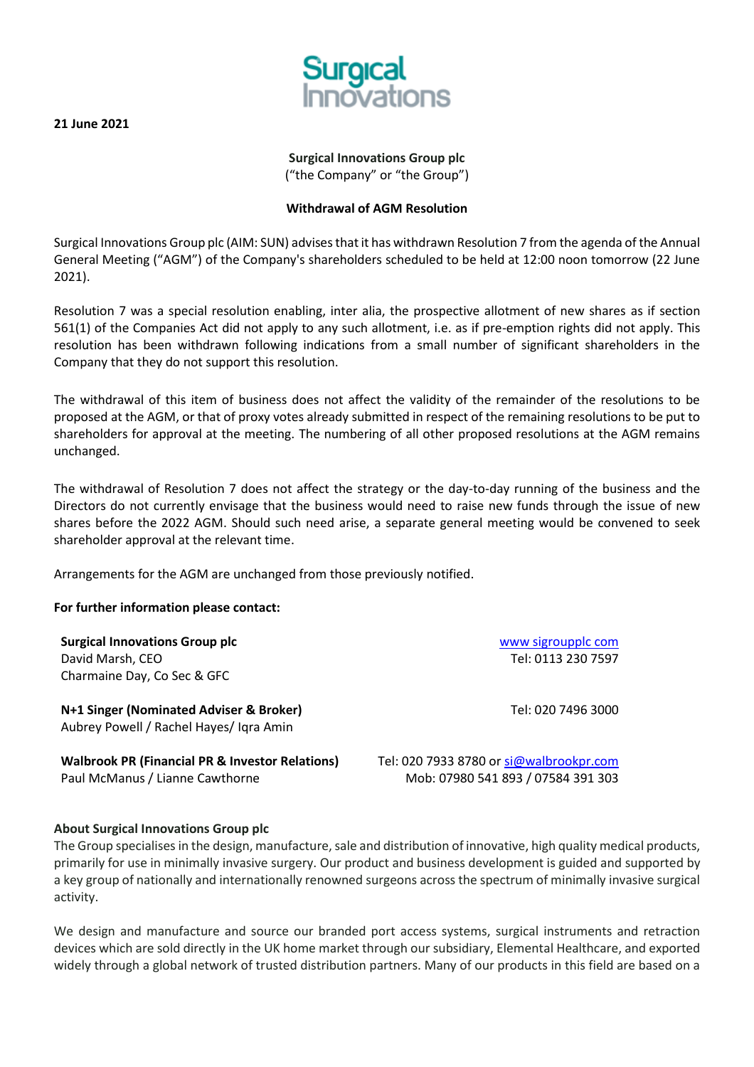**21 June 2021**

**Surgical Innovations Group plc**
("the Company" or "the Group")

**Withdrawal of AGM Resolution**

Surgical Innovations Group plc (AIM: SUN) advises that it has withdrawn Resolution 7 from the agenda of the Annual General Meeting ("AGM") of the Company's shareholders scheduled to be held at 12:00 noon tomorrow (22 June 2021).

Resolution 7 was a special resolution enabling, inter alia, the prospective allotment of new shares as if section 561(1) of the Companies Act did not apply to any such allotment, i.e. as if pre-emption rights did not apply. This resolution has been withdrawn following indications from a small number of significant shareholders in the Company that they do not support this resolution.

The withdrawal of this item of business does not affect the validity of the remainder of the resolutions to be proposed at the AGM, or that of proxy votes already submitted in respect of the remaining resolutions to be put to shareholders for approval at the meeting. The numbering of all other proposed resolutions at the AGM remains unchanged.

The withdrawal of Resolution 7 does not affect the strategy or the day-to-day running of the business and the Directors do not currently envisage that the business would need to raise new funds through the issue of new shares before the 2022 AGM. Should such need arise, a separate general meeting would be convened to seek shareholder approval at the relevant time.

Arrangements for the AGM are unchanged from those previously notified.

**For further information please contact:**

| | |
|---|---|
| **Surgical Innovations Group plc**<br>David Marsh, CEO<br>Charmaine Day, Co Sec & GFC | www sigroupplc com<br>Tel: 0113 230 7597 |
| **N+1 Singer (Nominated Adviser & Broker)**<br>Aubrey Powell / Rachel Hayes/ Iqra Amin | Tel: 020 7496 3000 |
| **Walbrook PR (Financial PR & Investor Relations)**<br>Paul McManus / Lianne Cawthorne | Tel: 020 7933 8780 or si@walbrookpr.com<br>Mob: 07980 541 893 / 07584 391 303 |

**About Surgical Innovations Group plc**

The Group specialises in the design, manufacture, sale and distribution of innovative, high quality medical products, primarily for use in minimally invasive surgery. Our product and business development is guided and supported by a key group of nationally and internationally renowned surgeons across the spectrum of minimally invasive surgical activity.

We design and manufacture and source our branded port access systems, surgical instruments and retraction devices which are sold directly in the UK home market through our subsidiary, Elemental Healthcare, and exported widely through a global network of trusted distribution partners. Many of our products in this field are based on a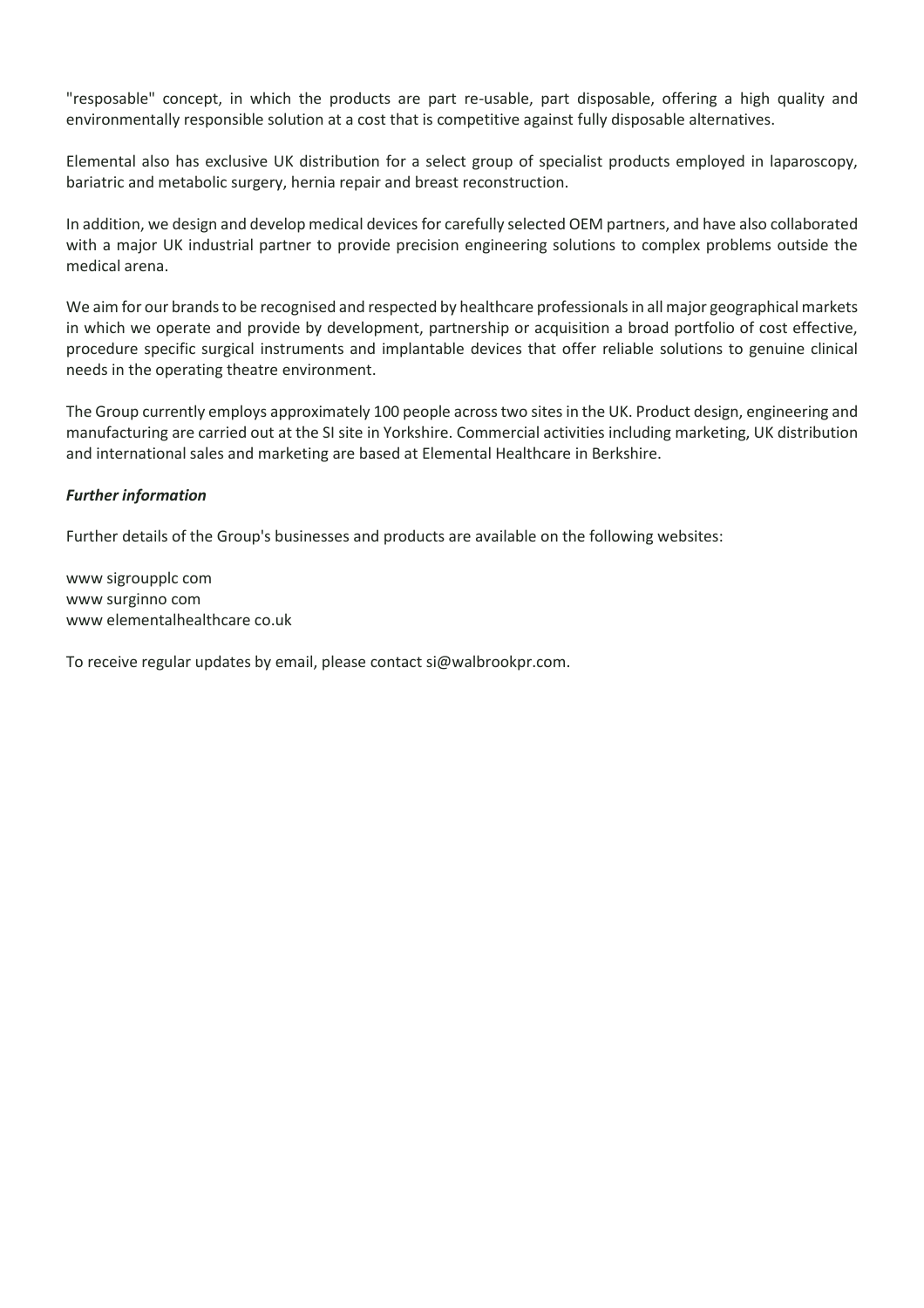"resposable" concept, in which the products are part re-usable, part disposable, offering a high quality and environmentally responsible solution at a cost that is competitive against fully disposable alternatives.

Elemental also has exclusive UK distribution for a select group of specialist products employed in laparoscopy, bariatric and metabolic surgery, hernia repair and breast reconstruction.

In addition, we design and develop medical devices for carefully selected OEM partners, and have also collaborated with a major UK industrial partner to provide precision engineering solutions to complex problems outside the medical arena.

We aim for our brands to be recognised and respected by healthcare professionals in all major geographical markets in which we operate and provide by development, partnership or acquisition a broad portfolio of cost effective, procedure specific surgical instruments and implantable devices that offer reliable solutions to genuine clinical needs in the operating theatre environment.

The Group currently employs approximately 100 people across two sites in the UK. Product design, engineering and manufacturing are carried out at the SI site in Yorkshire. Commercial activities including marketing, UK distribution and international sales and marketing are based at Elemental Healthcare in Berkshire.

***Further information***

Further details of the Group's businesses and products are available on the following websites:

www sigroupplc com
www surginno com
www elementalhealthcare co.uk

To receive regular updates by email, please contact si@walbrookpr.com.